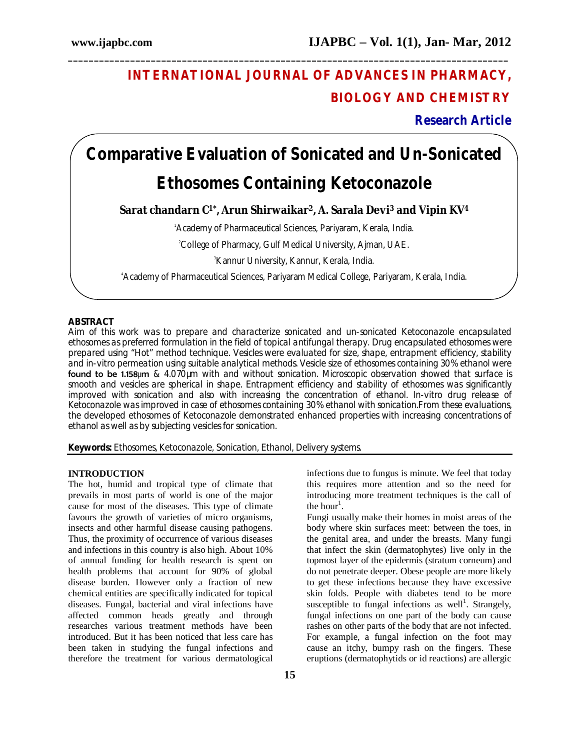# INTERNATIONAL JOURNAL OF ADVANCES IN PHARMACY, BIOLOGY AND CHEMISTRY

**Research Article**

# Comparative Evaluation of Sonicated and Un-Sonicated Ethosomes Containing Ketoconazole

**Sarat chandarn C[1*], Arun Shirwaikar[2], A. Sarala Devi[3] and Vipin KV[4]**

[1]Academy of Pharmaceutical Sciences, Pariyaram, Kerala, India.

[2]College of Pharmacy, Gulf Medical University, Ajman, UAE.

[3]Kannur University, Kannur, Kerala, India.

[4]Academy of Pharmaceutical Sciences, Pariyaram Medical College, Pariyaram, Kerala, India.

## ABSTRACT

Aim of this work was to prepare and characterize sonicated and un-sonicated Ketoconazole encapsulated ethosomes as preferred formulation in the field of topical antifungal therapy. Drug encapsulated ethosomes were prepared using "Hot" method technique. Vesicles were evaluated for size, shape, entrapment efficiency, stability and in-vitro permeation using suitable analytical methods. Vesicle size of ethosomes containing 30% ethanol were found to be 1.158μm & 4.070μm with and without sonication. Microscopic observation showed that surface is smooth and vesicles are spherical in shape. Entrapment efficiency and stability of ethosomes was significantly improved with sonication and also with increasing the concentration of ethanol. In-vitro drug release of Ketoconazole was improved in case of ethosomes containing 30% ethanol with sonication.From these evaluations, the developed ethosomes of Ketoconazole demonstrated enhanced properties with increasing concentrations of ethanol as well as by subjecting vesicles for sonication.

**Keywords:** Ethosomes, Ketoconazole, Sonication, Ethanol, Delivery systems.

## INTRODUCTION

The hot, humid and tropical type of climate that prevails in most parts of world is one of the major cause for most of the diseases. This type of climate favours the growth of varieties of micro organisms, insects and other harmful disease causing pathogens. Thus, the proximity of occurrence of various diseases and infections in this country is also high. About 10% of annual funding for health research is spent on health problems that account for 90% of global disease burden. However only a fraction of new chemical entities are specifically indicated for topical diseases. Fungal, bacterial and viral infections have affected common heads greatly and through researches various treatment methods have been introduced. But it has been noticed that less care has been taken in studying the fungal infections and therefore the treatment for various dermatological infections due to fungus is minute. We feel that today this requires more attention and so the need for introducing more treatment techniques is the call of the hour[1].

Fungi usually make their homes in moist areas of the body where skin surfaces meet: between the toes, in the genital area, and under the breasts. Many fungi that infect the skin (dermatophytes) live only in the topmost layer of the epidermis (stratum corneum) and do not penetrate deeper. Obese people are more likely to get these infections because they have excessive skin folds. People with diabetes tend to be more susceptible to fungal infections as well[1]. Strangely, fungal infections on one part of the body can cause rashes on other parts of the body that are not infected. For example, a fungal infection on the foot may cause an itchy, bumpy rash on the fingers. These eruptions (dermatophytids or id reactions) are allergic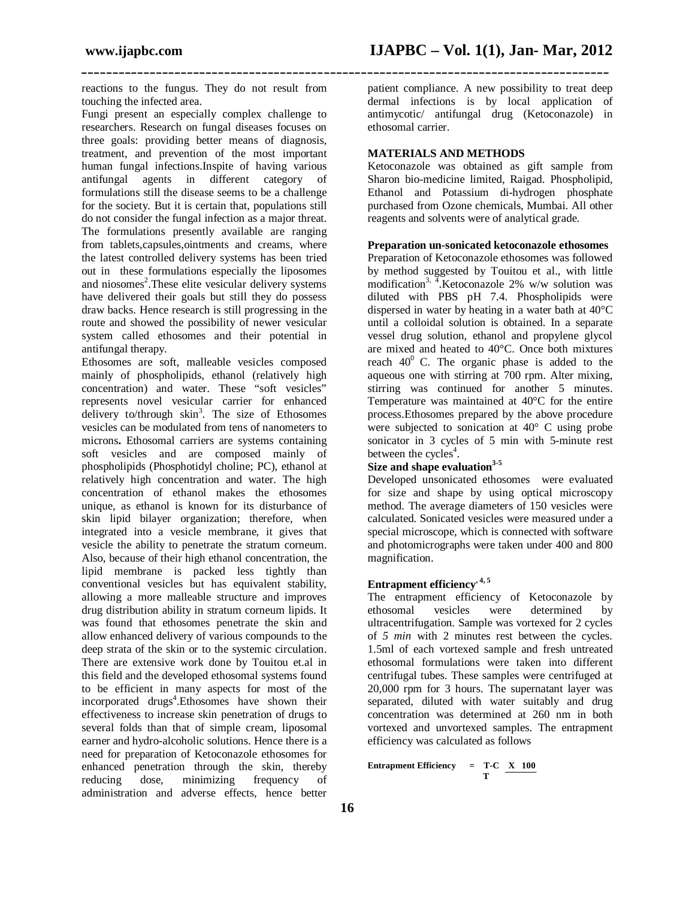reactions to the fungus. They do not result from touching the infected area.

Fungi present an especially complex challenge to researchers. Research on fungal diseases focuses on three goals: providing better means of diagnosis, treatment, and prevention of the most important human fungal infections.Inspite of having various antifungal agents in different category of formulations still the disease seems to be a challenge for the society. But it is certain that, populations still do not consider the fungal infection as a major threat. The formulations presently available are ranging from tablets,capsules,ointments and creams, where the latest controlled delivery systems has been tried out in these formulations especially the liposomes and niosomes[2].These elite vesicular delivery systems have delivered their goals but still they do possess draw backs. Hence research is still progressing in the route and showed the possibility of newer vesicular system called ethosomes and their potential in antifungal therapy.

Ethosomes are soft, malleable vesicles composed mainly of phospholipids, ethanol (relatively high concentration) and water. These "soft vesicles" represents novel vesicular carrier for enhanced delivery to/through skin[3]. The size of Ethosomes vesicles can be modulated from tens of nanometers to microns**.** Ethosomal carriers are systems containing soft vesicles and are composed mainly of phospholipids (Phosphotidyl choline; PC), ethanol at relatively high concentration and water. The high concentration of ethanol makes the ethosomes unique, as ethanol is known for its disturbance of skin lipid bilayer organization; therefore, when integrated into a vesicle membrane, it gives that vesicle the ability to penetrate the stratum corneum. Also, because of their high ethanol concentration, the lipid membrane is packed less tightly than conventional vesicles but has equivalent stability, allowing a more malleable structure and improves drug distribution ability in stratum corneum lipids. It was found that ethosomes penetrate the skin and allow enhanced delivery of various compounds to the deep strata of the skin or to the systemic circulation. There are extensive work done by Touitou et.al in this field and the developed ethosomal systems found to be efficient in many aspects for most of the incorporated drugs[4].Ethosomes have shown their effectiveness to increase skin penetration of drugs to several folds than that of simple cream, liposomal earner and hydro-alcoholic solutions. Hence there is a need for preparation of Ketoconazole ethosomes for enhanced penetration through the skin, thereby reducing dose, minimizing frequency of administration and adverse effects, hence better patient compliance. A new possibility to treat deep dermal infections is by local application of antimycotic/ antifungal drug (Ketoconazole) in ethosomal carrier.

## MATERIALS AND METHODS

Ketoconazole was obtained as gift sample from Sharon bio-medicine limited, Raigad. Phospholipid, Ethanol and Potassium di-hydrogen phosphate purchased from Ozone chemicals, Mumbai. All other reagents and solvents were of analytical grade.

### Preparation un-sonicated ketoconazole ethosomes

Preparation of Ketoconazole ethosomes was followed by method suggested by Touitou et al., with little modification[3, 4].Ketoconazole 2% w/w solution was diluted with PBS pH 7.4. Phospholipids were dispersed in water by heating in a water bath at 40°C until a colloidal solution is obtained. In a separate vessel drug solution, ethanol and propylene glycol are mixed and heated to 40°C. Once both mixtures reach $40^0$ C. The organic phase is added to the aqueous one with stirring at 700 rpm. Alter mixing, stirring was continued for another 5 minutes. Temperature was maintained at 40°C for the entire process.Ethosomes prepared by the above procedure were subjected to sonication at 40° C using probe sonicator in 3 cycles of 5 min with 5-minute rest between the cycles[4].

### Size and shape evaluation[3-5]

Developed unsonicated ethosomes were evaluated for size and shape by using optical microscopy method. The average diameters of 150 vesicles were calculated. Sonicated vesicles were measured under a special microscope, which is connected with software and photomicrographs were taken under 400 and 800 magnification.

### Entrapment efficiency[4, 5]

The entrapment efficiency of Ketoconazole by ethosomal vesicles were determined by ultracentrifugation. Sample was vortexed for 2 cycles of *5 min* with 2 minutes rest between the cycles. 1.5ml of each vortexed sample and fresh untreated ethosomal formulations were taken into different centrifugal tubes. These samples were centrifuged at 20,000 rpm for 3 hours. The supernatant layer was separated, diluted with water suitably and drug concentration was determined at 260 nm in both vortexed and unvortexed samples. The entrapment efficiency was calculated as follows

$$\text{Entrapment Efficiency} = \frac{T - C}{T} \times 100$$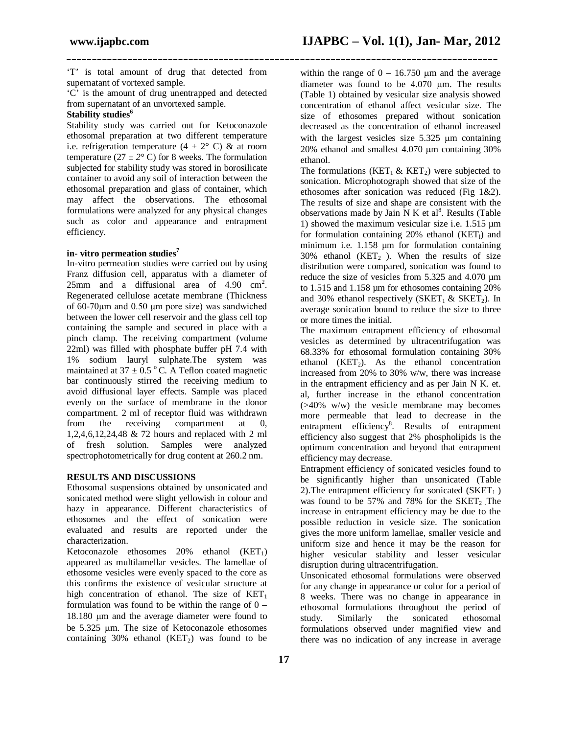'T' is total amount of drug that detected from supernatant of vortexed sample.

'C' is the amount of drug unentrapped and detected from supernatant of an unvortexed sample.

**Stability studies[6]**

Stability study was carried out for Ketoconazole ethosomal preparation at two different temperature i.e. refrigeration temperature (4 ± 2° C) & at room temperature (27 ± 2° C) for 8 weeks. The formulation subjected for stability study was stored in borosilicate container to avoid any soil of interaction between the ethosomal preparation and glass of container, which may affect the observations. The ethosomal formulations were analyzed for any physical changes such as color and appearance and entrapment efficiency.

**in- vitro permeation studies[7]**

In-vitro permeation studies were carried out by using Franz diffusion cell, apparatus with a diameter of 25mm and a diffusional area of 4.90 $cm^2$. Regenerated cellulose acetate membrane (Thickness of 60-70μm and 0.50 μm pore size) was sandwiched between the lower cell reservoir and the glass cell top containing the sample and secured in place with a pinch clamp. The receiving compartment (volume 22ml) was filled with phosphate buffer pH 7.4 with 1% sodium lauryl sulphate.The system was maintained at 37 ± 0.5 °C. A Teflon coated magnetic bar continuously stirred the receiving medium to avoid diffusional layer effects. Sample was placed evenly on the surface of membrane in the donor compartment. 2 ml of receptor fluid was withdrawn from the receiving compartment at 0, 1,2,4,6,12,24,48 & 72 hours and replaced with 2 ml of fresh solution. Samples were analyzed spectrophotometrically for drug content at 260.2 nm.

**RESULTS AND DISCUSSIONS**

Ethosomal suspensions obtained by unsonicated and sonicated method were slight yellowish in colour and hazy in appearance. Different characteristics of ethosomes and the effect of sonication were evaluated and results are reported under the characterization.

Ketoconazole ethosomes 20% ethanol ($KET_1$) appeared as multilamellar vesicles. The lamellae of ethosome vesicles were evenly spaced to the core as this confirms the existence of vesicular structure at high concentration of ethanol. The size of $KET_1$ formulation was found to be within the range of 0 – 18.180 μm and the average diameter were found to be 5.325 μm. The size of Ketoconazole ethosomes containing 30% ethanol ($KET_2$) was found to be within the range of 0 – 16.750 μm and the average diameter was found to be 4.070 μm. The results (Table 1) obtained by vesicular size analysis showed concentration of ethanol affect vesicular size. The size of ethosomes prepared without sonication decreased as the concentration of ethanol increased with the largest vesicles size 5.325 μm containing 20% ethanol and smallest 4.070 μm containing 30% ethanol.

The formulations ($KET_1$ & $KET_2$) were subjected to sonication. Microphotograph showed that size of the ethosomes after sonication was reduced (Fig 1&2). The results of size and shape are consistent with the observations made by Jain N K et al[8]. Results (Table 1) showed the maximum vesicular size i.e. 1.515 μm for formulation containing 20% ethanol ($KET_1$) and minimum i.e. 1.158 μm for formulation containing 30% ethanol ($KET_2$ ). When the results of size distribution were compared, sonication was found to reduce the size of vesicles from 5.325 and 4.070 μm to 1.515 and 1.158 μm for ethosomes containing 20% and 30% ethanol respectively ($SKET_1$ & $SKET_2$). In average sonication bound to reduce the size to three or more times the initial.

The maximum entrapment efficiency of ethosomal vesicles as determined by ultracentrifugation was 68.33% for ethosomal formulation containing 30% ethanol ($KET_2$). As the ethanol concentration increased from 20% to 30% w/w, there was increase in the entrapment efficiency and as per Jain N K. et. al, further increase in the ethanol concentration (>40% w/w) the vesicle membrane may becomes more permeable that lead to decrease in the entrapment efficiency[8]. Results of entrapment efficiency also suggest that 2% phospholipids is the optimum concentration and beyond that entrapment efficiency may decrease.

Entrapment efficiency of sonicated vesicles found to be significantly higher than unsonicated (Table 2).The entrapment efficiency for sonicated ($SKET_1$ ) was found to be 57% and 78% for the $SKET_2$ .The increase in entrapment efficiency may be due to the possible reduction in vesicle size. The sonication gives the more uniform lamellae, smaller vesicle and uniform size and hence it may be the reason for higher vesicular stability and lesser vesicular disruption during ultracentrifugation.

Unsonicated ethosomal formulations were observed for any change in appearance or color for a period of 8 weeks. There was no change in appearance in ethosomal formulations throughout the period of study. Similarly the sonicated ethosomal formulations observed under magnified view and there was no indication of any increase in average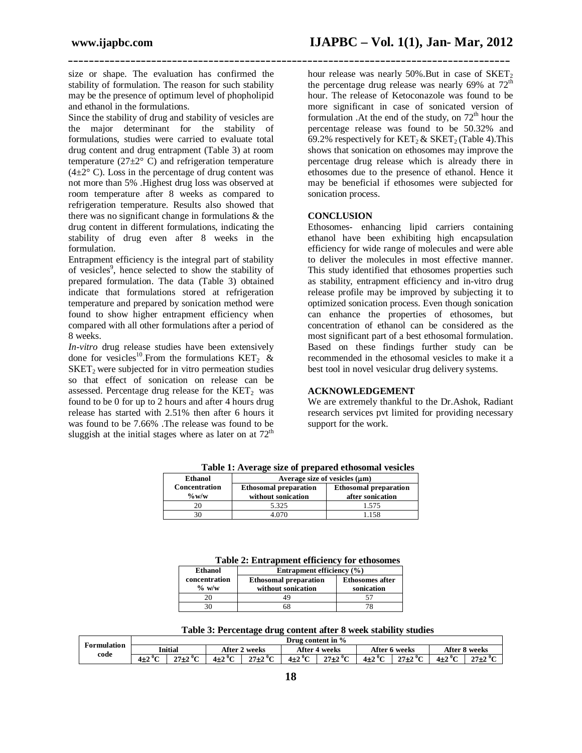size or shape. The evaluation has confirmed the stability of formulation. The reason for such stability may be the presence of optimum level of phopholipid and ethanol in the formulations.

Since the stability of drug and stability of vesicles are the major determinant for the stability of formulations, studies were carried to evaluate total drug content and drug entrapment (Table 3) at room temperature (27±2° C) and refrigeration temperature (4±2° C). Loss in the percentage of drug content was not more than 5% .Highest drug loss was observed at room temperature after 8 weeks as compared to refrigeration temperature. Results also showed that there was no significant change in formulations & the drug content in different formulations, indicating the stability of drug even after 8 weeks in the formulation.

Entrapment efficiency is the integral part of stability of vesicles[9], hence selected to show the stability of prepared formulation. The data (Table 3) obtained indicate that formulations stored at refrigeration temperature and prepared by sonication method were found to show higher entrapment efficiency when compared with all other formulations after a period of 8 weeks.

*In-vitro* drug release studies have been extensively done for vesicles[10].From the formulations $KET_2$ & $SKET_2$ were subjected for in vitro permeation studies so that effect of sonication on release can be assessed. Percentage drug release for the $KET_2$ was found to be 0 for up to 2 hours and after 4 hours drug release has started with 2.51% then after 6 hours it was found to be 7.66% .The release was found to be sluggish at the initial stages where as later on at $72^{th}$ hour release was nearly 50%.But in case of $SKET_2$ the percentage drug release was nearly 69% at $72^{th}$ hour. The release of Ketoconazole was found to be more significant in case of sonicated version of formulation .At the end of the study, on $72^{th}$ hour the percentage release was found to be 50.32% and 69.2% respectively for $KET_2$ & $SKET_2$ (Table 4).This shows that sonication on ethosomes may improve the percentage drug release which is already there in ethosomes due to the presence of ethanol. Hence it may be beneficial if ethosomes were subjected for sonication process.

## CONCLUSION

Ethosomes- enhancing lipid carriers containing ethanol have been exhibiting high encapsulation efficiency for wide range of molecules and were able to deliver the molecules in most effective manner. This study identified that ethosomes properties such as stability, entrapment efficiency and in-vitro drug release profile may be improved by subjecting it to optimized sonication process. Even though sonication can enhance the properties of ethosomes, but concentration of ethanol can be considered as the most significant part of a best ethosomal formulation. Based on these findings further study can be recommended in the ethosomal vesicles to make it a best tool in novel vesicular drug delivery systems.

## ACKNOWLEDGEMENT

We are extremely thankful to the Dr.Ashok, Radiant research services pvt limited for providing necessary support for the work.

**Table 1: Average size of prepared ethosomal vesicles**

| Ethanol Concentration %w/w | Average size of vesicles (μm) | |
|---|---|---|
| | Ethosomal preparation without sonication | Ethosomal preparation after sonication |
| 20 | 5.325 | 1.575 |
| 30 | 4.070 | 1.158 |

**Table 2: Entrapment efficiency for ethosomes**

| Ethanol concentration % w/w | Entrapment efficiency (%) | |
|---|---|---|
| | Ethosomal preparation without sonication | Ethosomes after sonication |
| 20 | 49 | 57 |
| 30 | 68 | 78 |

**Table 3: Percentage drug content after 8 week stability studies**

| Formulation code | Drug content in % | | | | | | | | | |
|---|---|---|---|---|---|---|---|---|---|---|
| | Initial | | After 2 weeks | | After 4 weeks | | After 6 weeks | | After 8 weeks | |
| | 4±2 °C | 27±2 °C | 4±2 °C | 27±2 °C | 4±2 °C | 27±2 °C | 4±2 °C | 27±2 °C | 4±2 °C | 27±2 °C |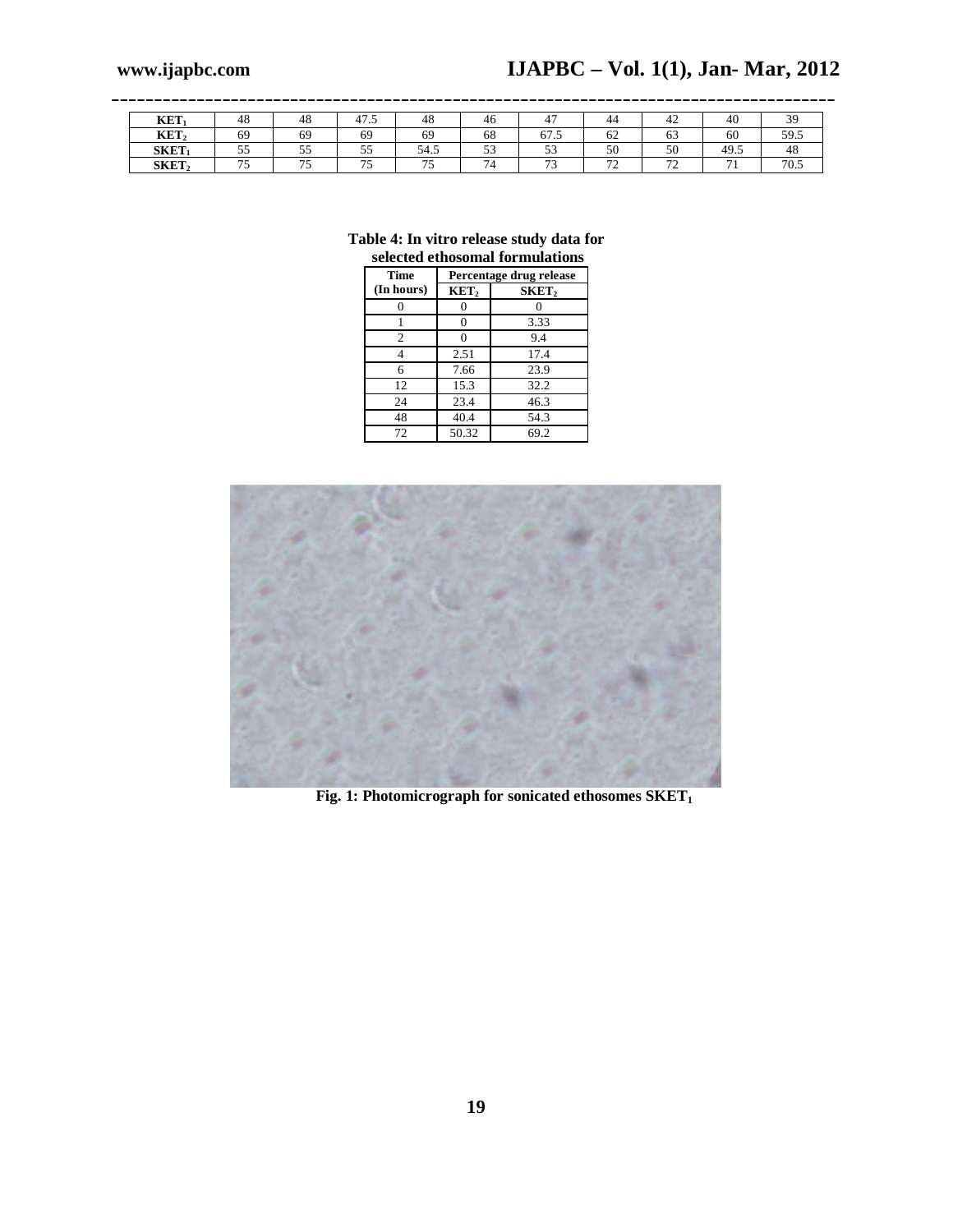| $KET_1$ | 48 | 48 | 47.5 | 48 | 46 | 47 | 44 | 42 | 40 | 39 |
|---|---|---|---|---|---|---|---|---|---|---|
| $KET_2$ | 69 | 69 | 69 | 69 | 68 | 67.5 | 62 | 63 | 60 | 59.5 |
| $SKET_1$ | 55 | 55 | 55 | 54.5 | 53 | 53 | 50 | 50 | 49.5 | 48 |
| $SKET_2$ | 75 | 75 | 75 | 75 | 74 | 73 | 72 | 72 | 71 | 70.5 |

**Table 4: In vitro release study data for selected ethosomal formulations**

| Time (In hours) | Percentage drug release | |
|---|---|---|
| | $KET_2$ | $SKET_2$ |
| 0 | 0 | 0 |
| 1 | 0 | 3.33 |
| 2 | 0 | 9.4 |
| 4 | 2.51 | 17.4 |
| 6 | 7.66 | 23.9 |
| 12 | 15.3 | 32.2 |
| 24 | 23.4 | 46.3 |
| 48 | 40.4 | 54.3 |
| 72 | 50.32 | 69.2 |

**Fig. 1: Photomicrograph for sonicated ethosomes $SKET_1$**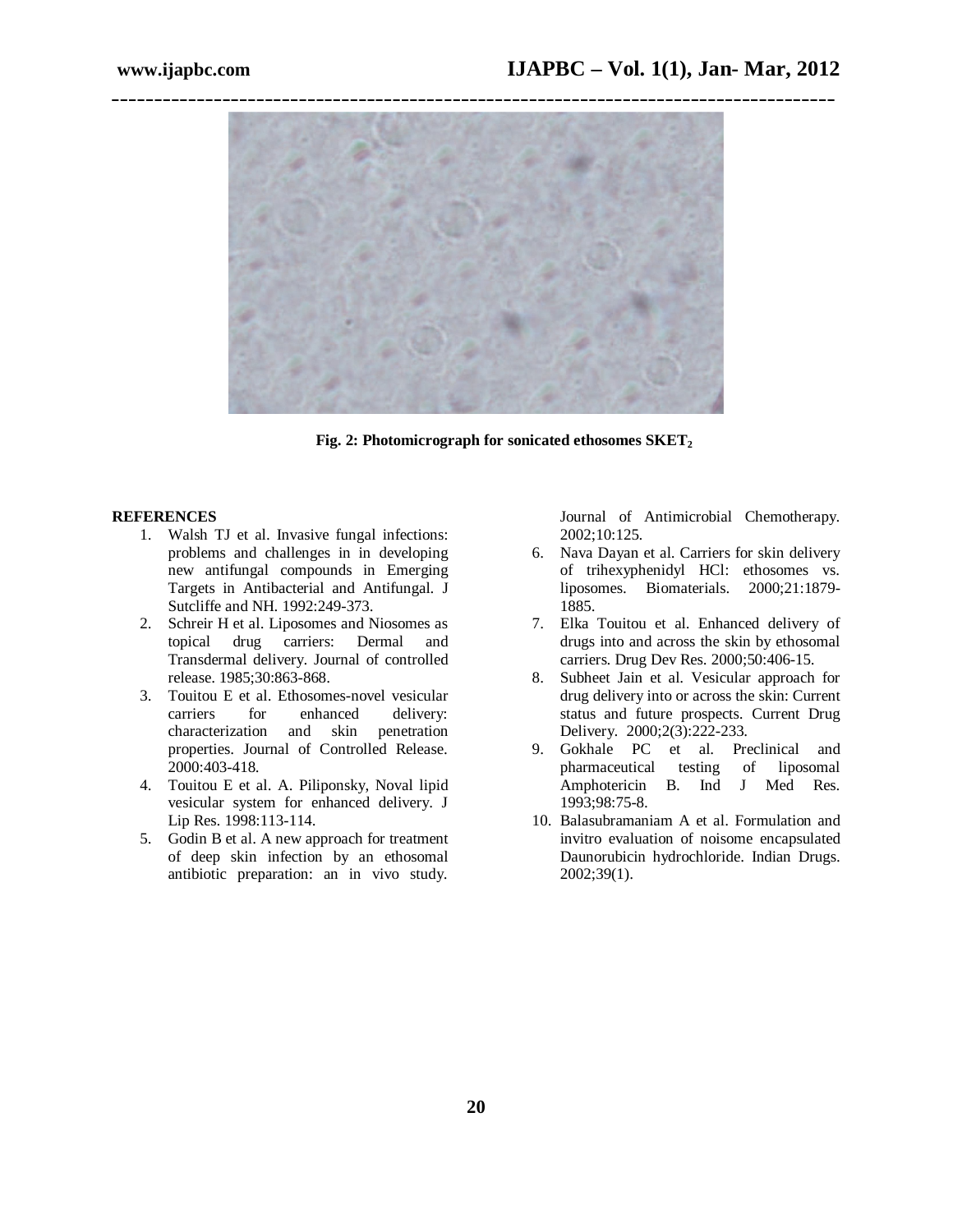Fig. 2: Photomicrograph for sonicated ethosomes $SKET_2$

**REFERENCES**

1. Walsh TJ et al. Invasive fungal infections: problems and challenges in in developing new antifungal compounds in Emerging Targets in Antibacterial and Antifungal. J Sutcliffe and NH. 1992:249-373.
2. Schreir H et al. Liposomes and Niosomes as topical drug carriers: Dermal and Transdermal delivery. Journal of controlled release. 1985;30:863-868.
3. Touitou E et al. Ethosomes-novel vesicular carriers for enhanced delivery: characterization and skin penetration properties. Journal of Controlled Release. 2000:403-418.
4. Touitou E et al. A. Piliponsky, Noval lipid vesicular system for enhanced delivery. J Lip Res. 1998:113-114.
5. Godin B et al. A new approach for treatment of deep skin infection by an ethosomal antibiotic preparation: an in vivo study. Journal of Antimicrobial Chemotherapy. 2002;10:125.
6. Nava Dayan et al. Carriers for skin delivery of trihexyphenidyl HCl: ethosomes vs. liposomes. Biomaterials. 2000;21:1879-1885.
7. Elka Touitou et al. Enhanced delivery of drugs into and across the skin by ethosomal carriers. Drug Dev Res. 2000;50:406-15.
8. Subheet Jain et al. Vesicular approach for drug delivery into or across the skin: Current status and future prospects. Current Drug Delivery. 2000;2(3):222-233.
9. Gokhale PC et al. Preclinical and pharmaceutical testing of liposomal Amphotericin B. Ind J Med Res. 1993;98:75-8.
10. Balasubramaniam A et al. Formulation and invitro evaluation of noisome encapsulated Daunorubicin hydrochloride. Indian Drugs. 2002;39(1).